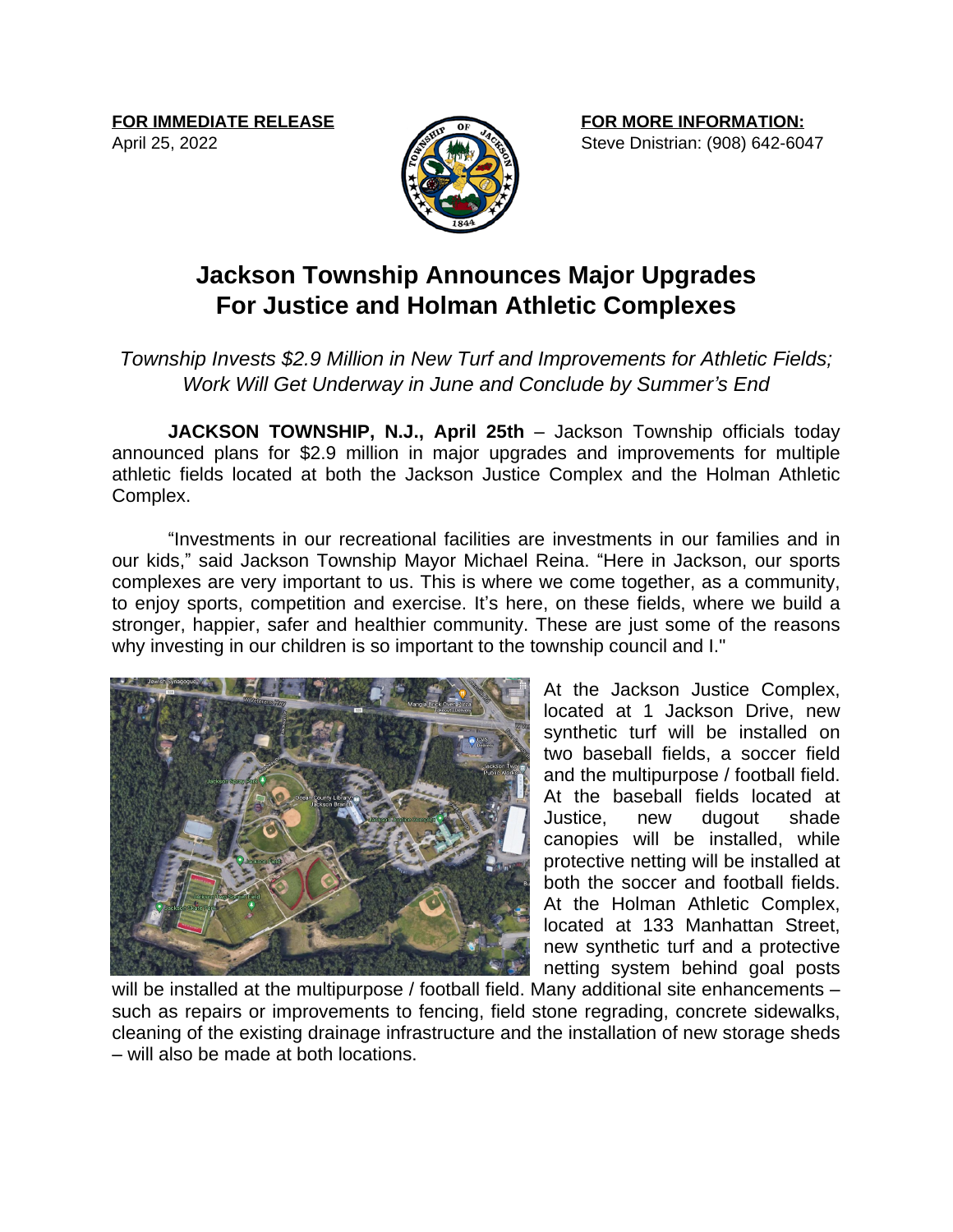**FOR IMMEDIATE RELEASE**
April 25, 2022

**FOR MORE INFORMATION:**
Steve Dnistrian: (908) 642-6047

# Jackson Township Announces Major Upgrades For Justice and Holman Athletic Complexes

*Township Invests $2.9 Million in New Turf and Improvements for Athletic Fields; Work Will Get Underway in June and Conclude by Summer's End*

**JACKSON TOWNSHIP, N.J., April 25th** – Jackson Township officials today announced plans for $2.9 million in major upgrades and improvements for multiple athletic fields located at both the Jackson Justice Complex and the Holman Athletic Complex.

"Investments in our recreational facilities are investments in our families and in our kids," said Jackson Township Mayor Michael Reina. "Here in Jackson, our sports complexes are very important to us. This is where we come together, as a community, to enjoy sports, competition and exercise. It's here, on these fields, where we build a stronger, happier, safer and healthier community. These are just some of the reasons why investing in our children is so important to the township council and I."

At the Jackson Justice Complex, located at 1 Jackson Drive, new synthetic turf will be installed on two baseball fields, a soccer field and the multipurpose / football field. At the baseball fields located at Justice, new dugout shade canopies will be installed, while protective netting will be installed at both the soccer and football fields. At the Holman Athletic Complex, located at 133 Manhattan Street, new synthetic turf and a protective netting system behind goal posts will be installed at the multipurpose / football field. Many additional site enhancements – such as repairs or improvements to fencing, field stone regrading, concrete sidewalks, cleaning of the existing drainage infrastructure and the installation of new storage sheds – will also be made at both locations.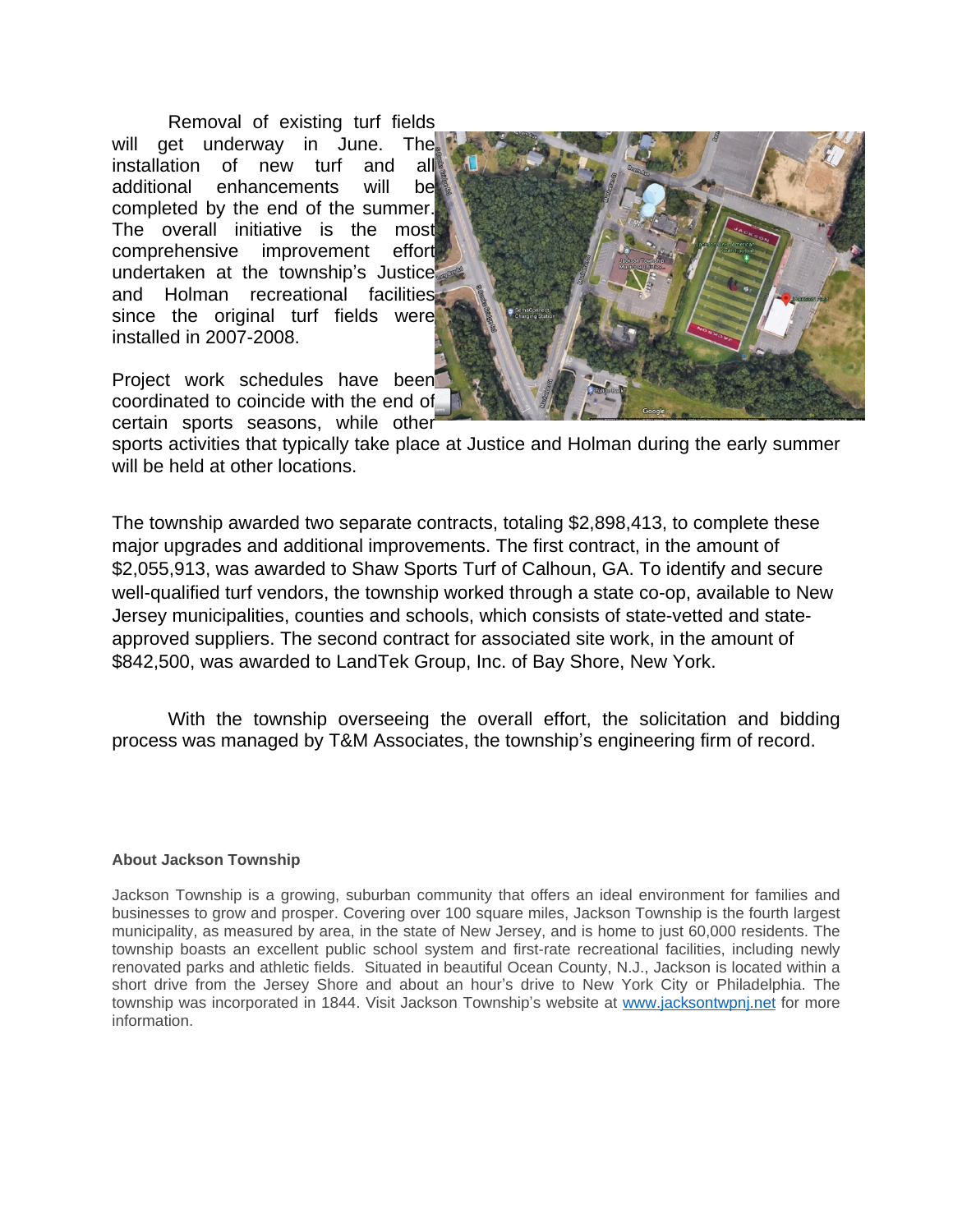Removal of existing turf fields will get underway in June. The installation of new turf and all additional enhancements will be completed by the end of the summer. The overall initiative is the most comprehensive improvement effort undertaken at the township's Justice and Holman recreational facilities since the original turf fields were installed in 2007-2008.

Project work schedules have been coordinated to coincide with the end of certain sports seasons, while other sports activities that typically take place at Justice and Holman during the early summer will be held at other locations.

The township awarded two separate contracts, totaling $2,898,413, to complete these major upgrades and additional improvements. The first contract, in the amount of $2,055,913, was awarded to Shaw Sports Turf of Calhoun, GA. To identify and secure well-qualified turf vendors, the township worked through a state co-op, available to New Jersey municipalities, counties and schools, which consists of state-vetted and state-approved suppliers. The second contract for associated site work, in the amount of $842,500, was awarded to LandTek Group, Inc. of Bay Shore, New York.

With the township overseeing the overall effort, the solicitation and bidding process was managed by T&M Associates, the township's engineering firm of record.

**About Jackson Township**

Jackson Township is a growing, suburban community that offers an ideal environment for families and businesses to grow and prosper. Covering over 100 square miles, Jackson Township is the fourth largest municipality, as measured by area, in the state of New Jersey, and is home to just 60,000 residents. The township boasts an excellent public school system and first-rate recreational facilities, including newly renovated parks and athletic fields. Situated in beautiful Ocean County, N.J., Jackson is located within a short drive from the Jersey Shore and about an hour's drive to New York City or Philadelphia. The township was incorporated in 1844. Visit Jackson Township's website at www.jacksontwpnj.net for more information.